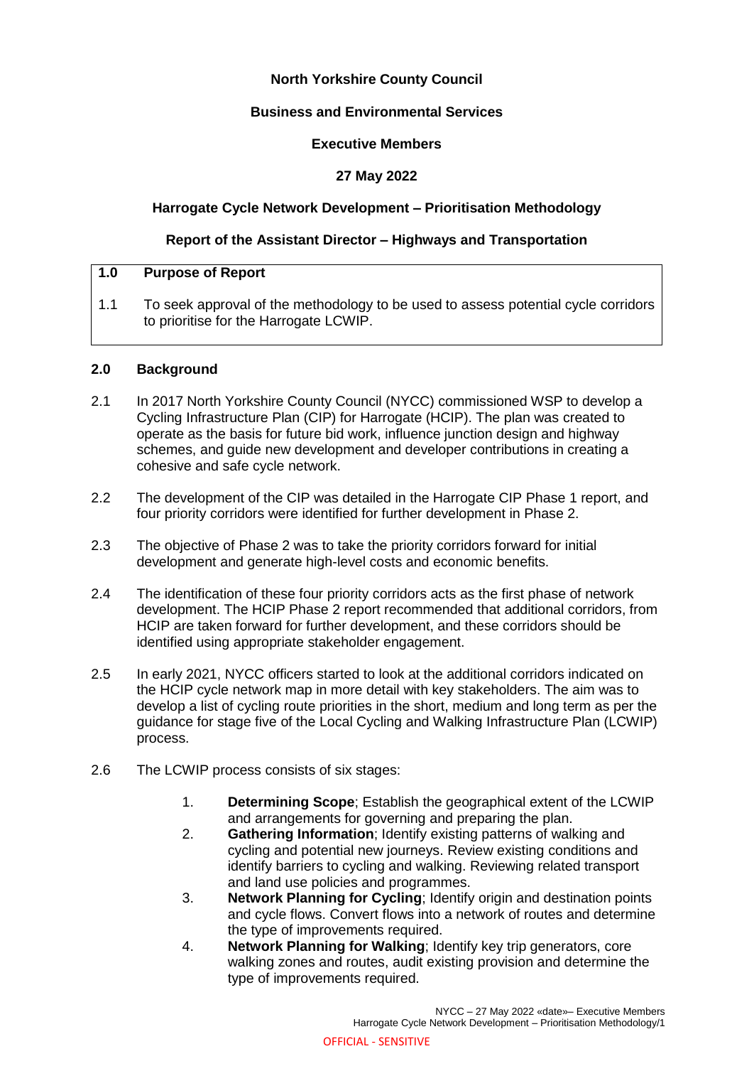**North Yorkshire County Council**

**Business and Environmental Services**

**Executive Members**

**27 May 2022**

**Harrogate Cycle Network Development – Prioritisation Methodology**

**Report of the Assistant Director – Highways and Transportation**

## 1.0 Purpose of Report

1.1 To seek approval of the methodology to be used to assess potential cycle corridors to prioritise for the Harrogate LCWIP.

## 2.0 Background

2.1 In 2017 North Yorkshire County Council (NYCC) commissioned WSP to develop a Cycling Infrastructure Plan (CIP) for Harrogate (HCIP). The plan was created to operate as the basis for future bid work, influence junction design and highway schemes, and guide new development and developer contributions in creating a cohesive and safe cycle network.

2.2 The development of the CIP was detailed in the Harrogate CIP Phase 1 report, and four priority corridors were identified for further development in Phase 2.

2.3 The objective of Phase 2 was to take the priority corridors forward for initial development and generate high-level costs and economic benefits.

2.4 The identification of these four priority corridors acts as the first phase of network development. The HCIP Phase 2 report recommended that additional corridors, from HCIP are taken forward for further development, and these corridors should be identified using appropriate stakeholder engagement.

2.5 In early 2021, NYCC officers started to look at the additional corridors indicated on the HCIP cycle network map in more detail with key stakeholders. The aim was to develop a list of cycling route priorities in the short, medium and long term as per the guidance for stage five of the Local Cycling and Walking Infrastructure Plan (LCWIP) process.

2.6 The LCWIP process consists of six stages:

1. **Determining Scope**; Establish the geographical extent of the LCWIP and arrangements for governing and preparing the plan.
2. **Gathering Information**; Identify existing patterns of walking and cycling and potential new journeys. Review existing conditions and identify barriers to cycling and walking. Reviewing related transport and land use policies and programmes.
3. **Network Planning for Cycling**; Identify origin and destination points and cycle flows. Convert flows into a network of routes and determine the type of improvements required.
4. **Network Planning for Walking**; Identify key trip generators, core walking zones and routes, audit existing provision and determine the type of improvements required.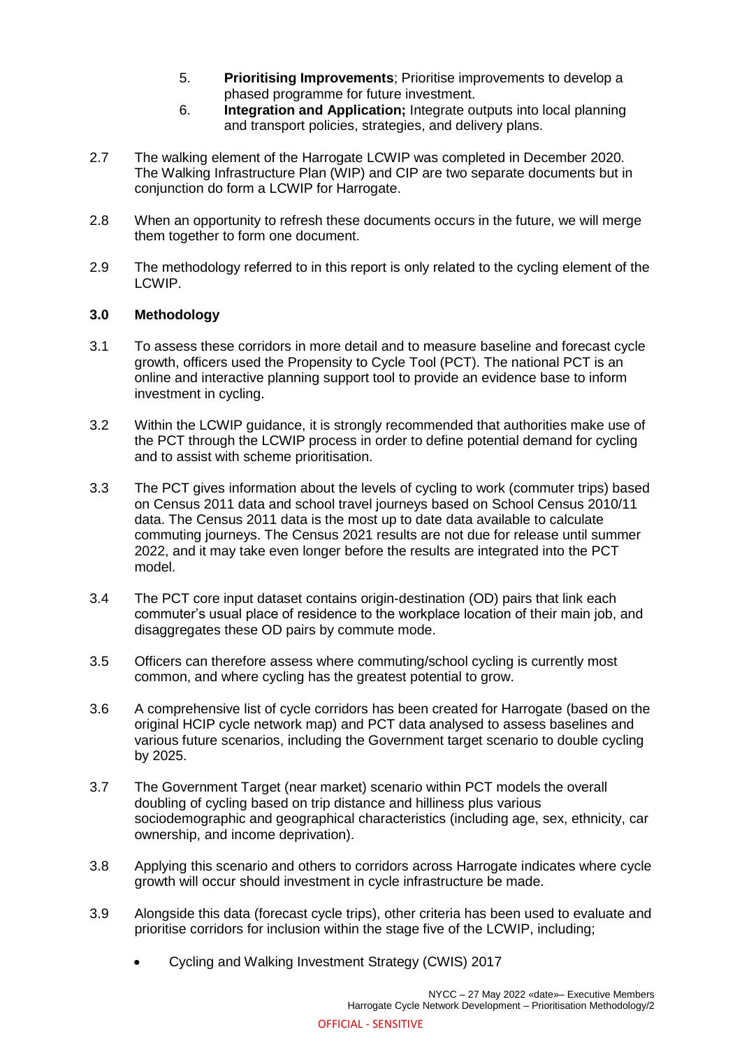5. **Prioritising Improvements**; Prioritise improvements to develop a phased programme for future investment.
6. **Integration and Application;** Integrate outputs into local planning and transport policies, strategies, and delivery plans.

2.7 The walking element of the Harrogate LCWIP was completed in December 2020. The Walking Infrastructure Plan (WIP) and CIP are two separate documents but in conjunction do form a LCWIP for Harrogate.

2.8 When an opportunity to refresh these documents occurs in the future, we will merge them together to form one document.

2.9 The methodology referred to in this report is only related to the cycling element of the LCWIP.

## 3.0 Methodology

3.1 To assess these corridors in more detail and to measure baseline and forecast cycle growth, officers used the Propensity to Cycle Tool (PCT). The national PCT is an online and interactive planning support tool to provide an evidence base to inform investment in cycling.

3.2 Within the LCWIP guidance, it is strongly recommended that authorities make use of the PCT through the LCWIP process in order to define potential demand for cycling and to assist with scheme prioritisation.

3.3 The PCT gives information about the levels of cycling to work (commuter trips) based on Census 2011 data and school travel journeys based on School Census 2010/11 data. The Census 2011 data is the most up to date data available to calculate commuting journeys. The Census 2021 results are not due for release until summer 2022, and it may take even longer before the results are integrated into the PCT model.

3.4 The PCT core input dataset contains origin-destination (OD) pairs that link each commuter's usual place of residence to the workplace location of their main job, and disaggregates these OD pairs by commute mode.

3.5 Officers can therefore assess where commuting/school cycling is currently most common, and where cycling has the greatest potential to grow.

3.6 A comprehensive list of cycle corridors has been created for Harrogate (based on the original HCIP cycle network map) and PCT data analysed to assess baselines and various future scenarios, including the Government target scenario to double cycling by 2025.

3.7 The Government Target (near market) scenario within PCT models the overall doubling of cycling based on trip distance and hilliness plus various sociodemographic and geographical characteristics (including age, sex, ethnicity, car ownership, and income deprivation).

3.8 Applying this scenario and others to corridors across Harrogate indicates where cycle growth will occur should investment in cycle infrastructure be made.

3.9 Alongside this data (forecast cycle trips), other criteria has been used to evaluate and prioritise corridors for inclusion within the stage five of the LCWIP, including;

- Cycling and Walking Investment Strategy (CWIS) 2017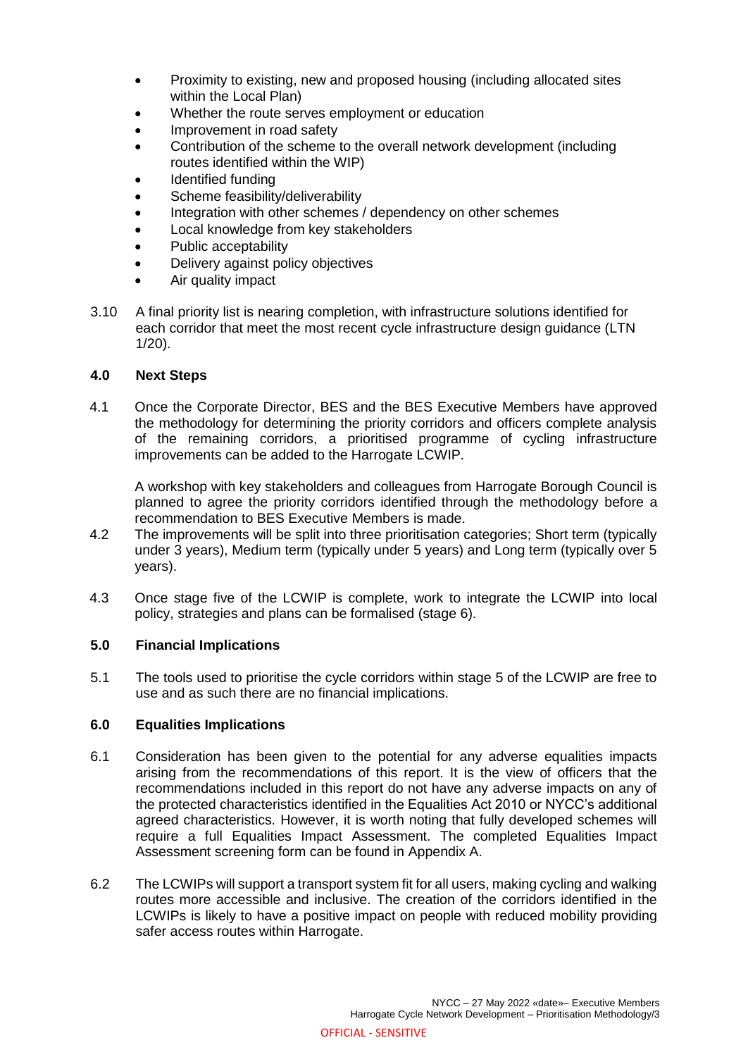- Proximity to existing, new and proposed housing (including allocated sites within the Local Plan)
- Whether the route serves employment or education
- Improvement in road safety
- Contribution of the scheme to the overall network development (including routes identified within the WIP)
- Identified funding
- Scheme feasibility/deliverability
- Integration with other schemes / dependency on other schemes
- Local knowledge from key stakeholders
- Public acceptability
- Delivery against policy objectives
- Air quality impact

3.10 A final priority list is nearing completion, with infrastructure solutions identified for each corridor that meet the most recent cycle infrastructure design guidance (LTN 1/20).

## 4.0 Next Steps

4.1 Once the Corporate Director, BES and the BES Executive Members have approved the methodology for determining the priority corridors and officers complete analysis of the remaining corridors, a prioritised programme of cycling infrastructure improvements can be added to the Harrogate LCWIP.

A workshop with key stakeholders and colleagues from Harrogate Borough Council is planned to agree the priority corridors identified through the methodology before a recommendation to BES Executive Members is made.

4.2 The improvements will be split into three prioritisation categories; Short term (typically under 3 years), Medium term (typically under 5 years) and Long term (typically over 5 years).

4.3 Once stage five of the LCWIP is complete, work to integrate the LCWIP into local policy, strategies and plans can be formalised (stage 6).

## 5.0 Financial Implications

5.1 The tools used to prioritise the cycle corridors within stage 5 of the LCWIP are free to use and as such there are no financial implications.

## 6.0 Equalities Implications

6.1 Consideration has been given to the potential for any adverse equalities impacts arising from the recommendations of this report. It is the view of officers that the recommendations included in this report do not have any adverse impacts on any of the protected characteristics identified in the Equalities Act 2010 or NYCC's additional agreed characteristics. However, it is worth noting that fully developed schemes will require a full Equalities Impact Assessment. The completed Equalities Impact Assessment screening form can be found in Appendix A.

6.2 The LCWIPs will support a transport system fit for all users, making cycling and walking routes more accessible and inclusive. The creation of the corridors identified in the LCWIPs is likely to have a positive impact on people with reduced mobility providing safer access routes within Harrogate.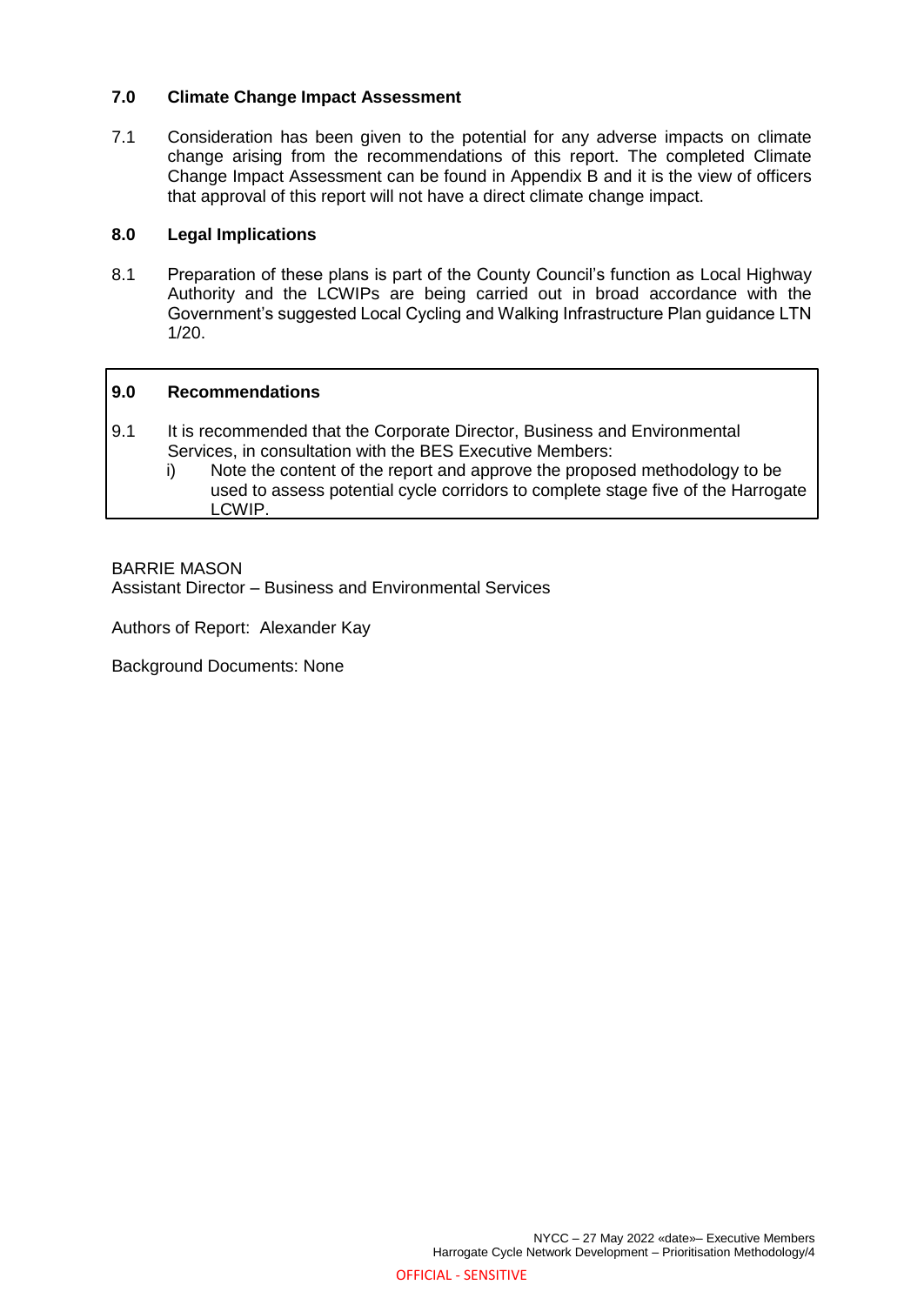## 7.0 Climate Change Impact Assessment

7.1 Consideration has been given to the potential for any adverse impacts on climate change arising from the recommendations of this report. The completed Climate Change Impact Assessment can be found in Appendix B and it is the view of officers that approval of this report will not have a direct climate change impact.

## 8.0 Legal Implications

8.1 Preparation of these plans is part of the County Council's function as Local Highway Authority and the LCWIPs are being carried out in broad accordance with the Government's suggested Local Cycling and Walking Infrastructure Plan guidance LTN 1/20.

## 9.0 Recommendations

9.1 It is recommended that the Corporate Director, Business and Environmental Services, in consultation with the BES Executive Members:

i) Note the content of the report and approve the proposed methodology to be used to assess potential cycle corridors to complete stage five of the Harrogate LCWIP.

BARRIE MASON
Assistant Director – Business and Environmental Services

Authors of Report: Alexander Kay

Background Documents: None

OFFICIAL - SENSITIVE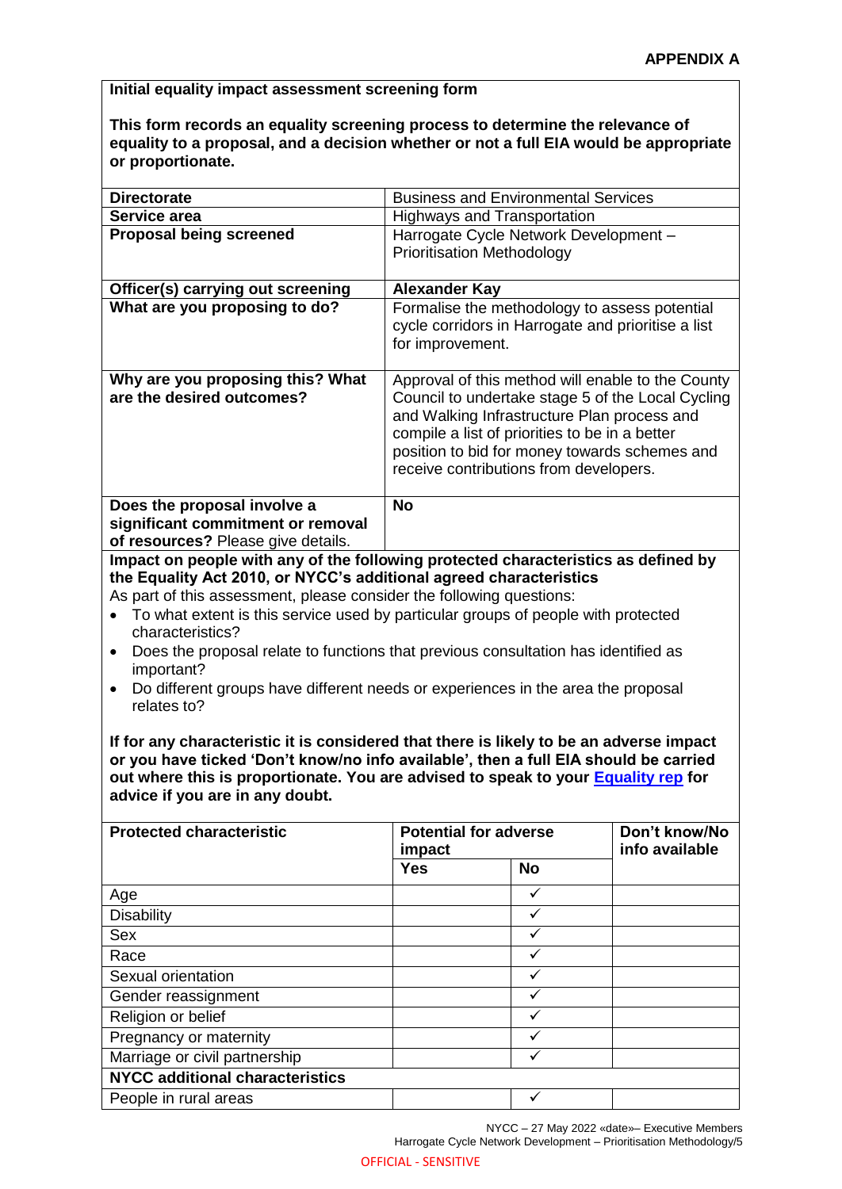**APPENDIX A**

**Initial equality impact assessment screening form**

**This form records an equality screening process to determine the relevance of equality to a proposal, and a decision whether or not a full EIA would be appropriate or proportionate.**

| | |
|---|---|
| **Directorate** | Business and Environmental Services |
| **Service area** | Highways and Transportation |
| **Proposal being screened** | Harrogate Cycle Network Development – Prioritisation Methodology |
| **Officer(s) carrying out screening** | **Alexander Kay** |
| **What are you proposing to do?** | Formalise the methodology to assess potential cycle corridors in Harrogate and prioritise a list for improvement. |
| **Why are you proposing this? What are the desired outcomes?** | Approval of this method will enable to the County Council to undertake stage 5 of the Local Cycling and Walking Infrastructure Plan process and compile a list of priorities to be in a better position to bid for money towards schemes and receive contributions from developers. |
| **Does the proposal involve a significant commitment or removal of resources?** Please give details. | **No** |

**Impact on people with any of the following protected characteristics as defined by the Equality Act 2010, or NYCC's additional agreed characteristics**

As part of this assessment, please consider the following questions:

- To what extent is this service used by particular groups of people with protected characteristics?
- Does the proposal relate to functions that previous consultation has identified as important?
- Do different groups have different needs or experiences in the area the proposal relates to?

**If for any characteristic it is considered that there is likely to be an adverse impact or you have ticked 'Don't know/no info available', then a full EIA should be carried out where this is proportionate. You are advised to speak to your Equality rep for advice if you are in any doubt.**

| **Protected characteristic** | **Potential for adverse impact** | | **Don't know/No info available** |
|---|---|---|---|
| | **Yes** | **No** | |
| Age | | ✓ | |
| Disability | | ✓ | |
| Sex | | ✓ | |
| Race | | ✓ | |
| Sexual orientation | | ✓ | |
| Gender reassignment | | ✓ | |
| Religion or belief | | ✓ | |
| Pregnancy or maternity | | ✓ | |
| Marriage or civil partnership | | ✓ | |
| **NYCC additional characteristics** | | | |
| People in rural areas | | ✓ | |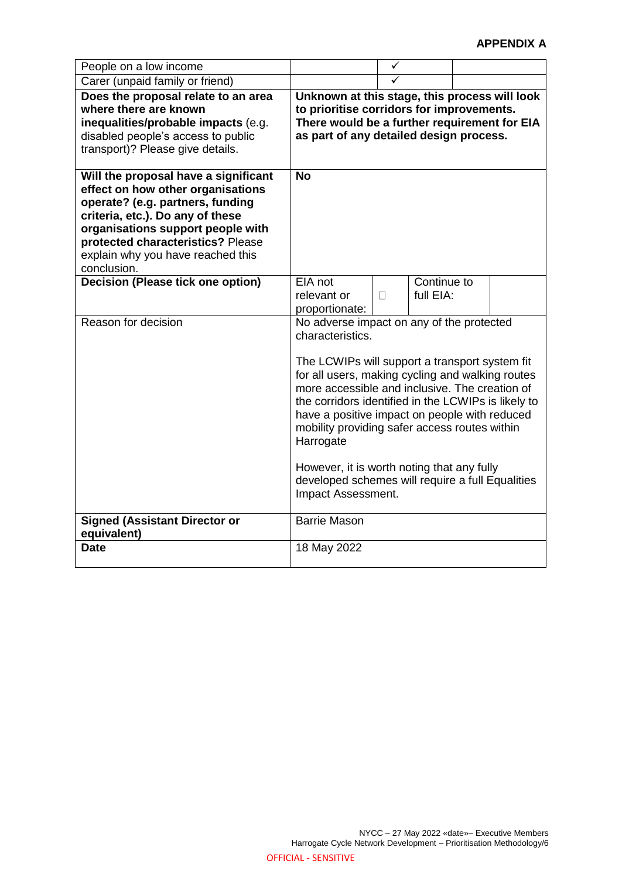**APPENDIX A**

| | | | | |
|---|---|---|---|---|
| People on a low income | | ✓ | | |
| Carer (unpaid family or friend) | | ✓ | | |
| **Does the proposal relate to an area where there are known inequalities/probable impacts** (e.g. disabled people's access to public transport)? Please give details. | **Unknown at this stage, this process will look to prioritise corridors for improvements. There would be a further requirement for EIA as part of any detailed design process.** | | | |
| **Will the proposal have a significant effect on how other organisations operate? (e.g. partners, funding criteria, etc.). Do any of these organisations support people with protected characteristics?** Please explain why you have reached this conclusion. | **No** | | | |
| **Decision (Please tick one option)** | EIA not relevant or proportionate: | ☐ | Continue to full EIA: | |
| Reason for decision | No adverse impact on any of the protected characteristics.<br><br>The LCWIPs will support a transport system fit for all users, making cycling and walking routes more accessible and inclusive. The creation of the corridors identified in the LCWIPs is likely to have a positive impact on people with reduced mobility providing safer access routes within Harrogate<br><br>However, it is worth noting that any fully developed schemes will require a full Equalities Impact Assessment. | | | |
| **Signed (Assistant Director or equivalent)** | Barrie Mason | | | |
| **Date** | 18 May 2022 | | | |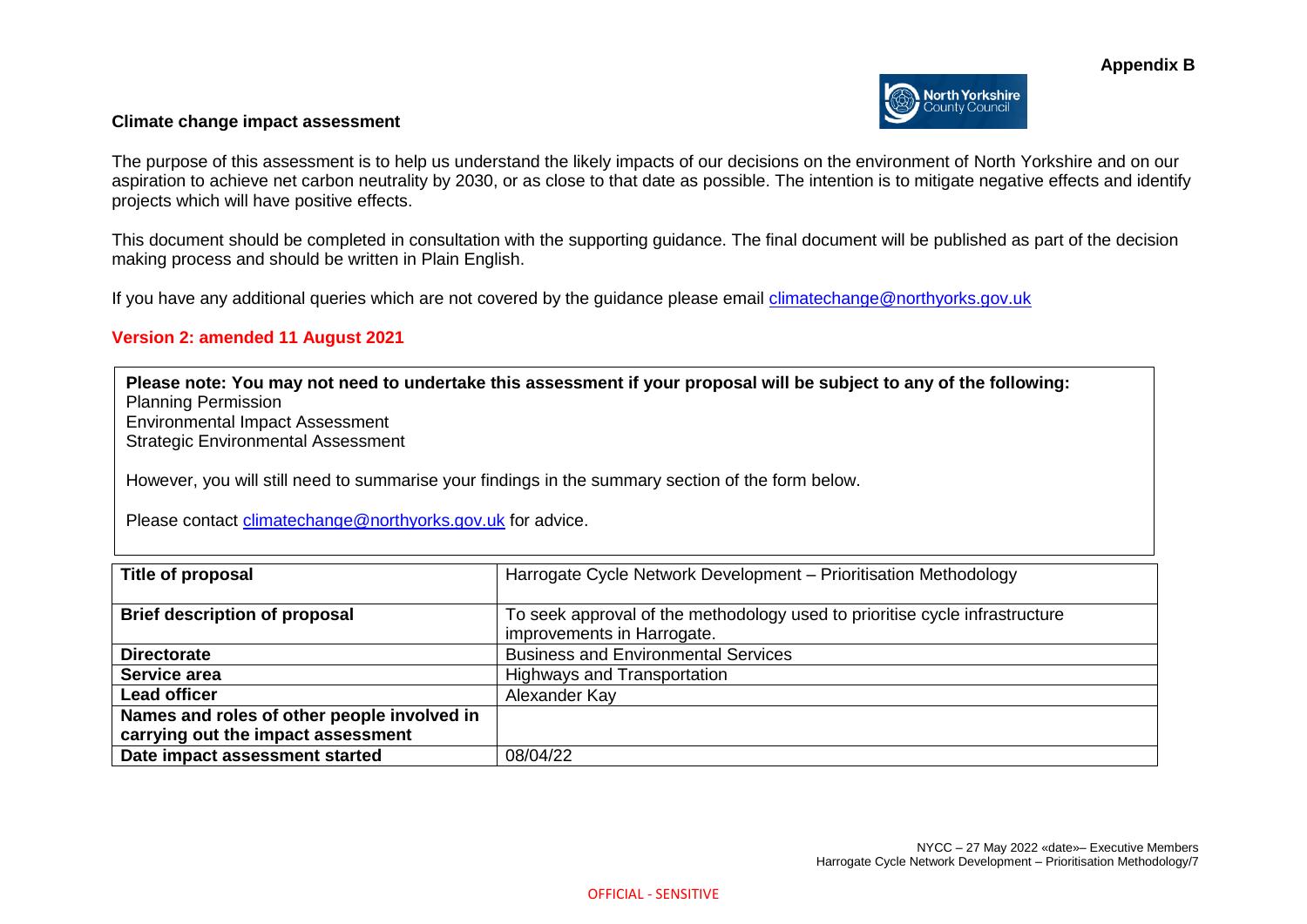**Appendix B**

**Climate change impact assessment**

The purpose of this assessment is to help us understand the likely impacts of our decisions on the environment of North Yorkshire and on our aspiration to achieve net carbon neutrality by 2030, or as close to that date as possible. The intention is to mitigate negative effects and identify projects which will have positive effects.

This document should be completed in consultation with the supporting guidance. The final document will be published as part of the decision making process and should be written in Plain English.

If you have any additional queries which are not covered by the guidance please email climatechange@northyorks.gov.uk

**Version 2: amended 11 August 2021**

**Please note: You may not need to undertake this assessment if your proposal will be subject to any of the following:**
Planning Permission
Environmental Impact Assessment
Strategic Environmental Assessment

However, you will still need to summarise your findings in the summary section of the form below.

Please contact climatechange@northyorks.gov.uk for advice.

| | |
|---|---|
| **Title of proposal** | Harrogate Cycle Network Development – Prioritisation Methodology |
| **Brief description of proposal** | To seek approval of the methodology used to prioritise cycle infrastructure improvements in Harrogate. |
| **Directorate** | Business and Environmental Services |
| **Service area** | Highways and Transportation |
| **Lead officer** | Alexander Kay |
| **Names and roles of other people involved in carrying out the impact assessment** | |
| **Date impact assessment started** | 08/04/22 |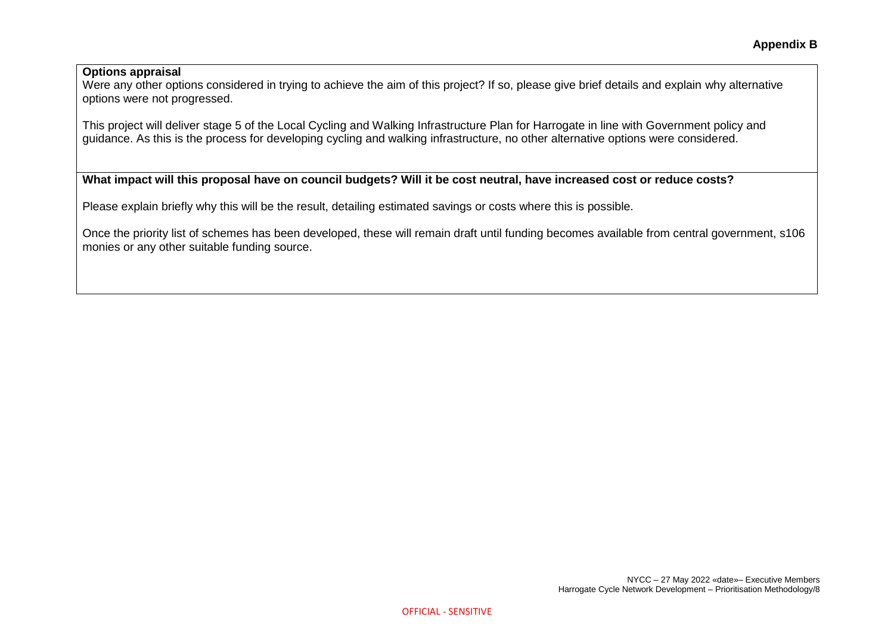**Appendix B**

**Options appraisal**

Were any other options considered in trying to achieve the aim of this project? If so, please give brief details and explain why alternative options were not progressed.

This project will deliver stage 5 of the Local Cycling and Walking Infrastructure Plan for Harrogate in line with Government policy and guidance. As this is the process for developing cycling and walking infrastructure, no other alternative options were considered.

**What impact will this proposal have on council budgets? Will it be cost neutral, have increased cost or reduce costs?**

Please explain briefly why this will be the result, detailing estimated savings or costs where this is possible.

Once the priority list of schemes has been developed, these will remain draft until funding becomes available from central government, s106 monies or any other suitable funding source.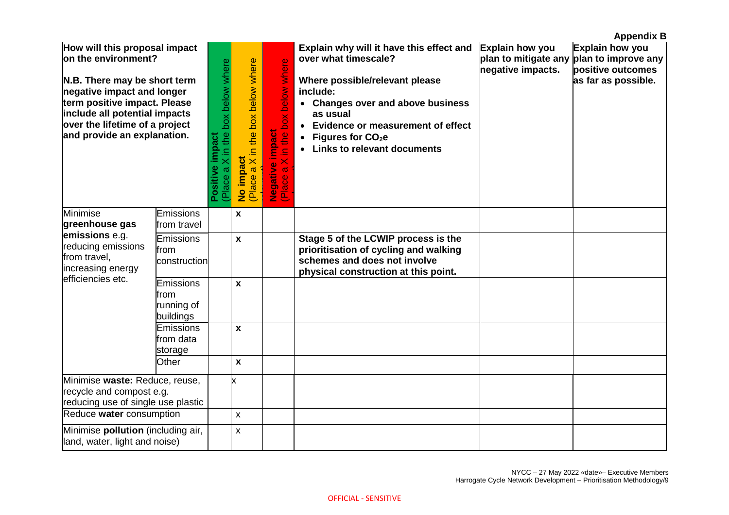**Appendix B**

| How will this proposal impact on the environment?<br><br>N.B. There may be short term negative impact and longer term positive impact. Please include all potential impacts over the lifetime of a project and provide an explanation. | | **Positive impact** (Place a X in the box below where relevant) | **No impact** (Place a X in the box below where relevant) | **Negative impact** (Place a X in the box below where relevant) | **Explain why will it have this effect and over what timescale?**<br><br>**Where possible/relevant please include:**<br>• **Changes over and above business as usual**<br>• **Evidence or measurement of effect**<br>• **Figures for $CO_2e$**<br>• **Links to relevant documents** | **Explain how you plan to mitigate any negative impacts.** | **Explain how you plan to improve any positive outcomes as far as possible.** |
|---|---|---|---|---|---|---|---|
| Minimise **greenhouse gas emissions** e.g. reducing emissions from travel, increasing energy efficiencies etc. | Emissions from travel | | **x** | | | | |
| | Emissions from construction | | **x** | | **Stage 5 of the LCWIP process is the prioritisation of cycling and walking schemes and does not involve physical construction at this point.** | | |
| | Emissions from running of buildings | | **x** | | | | |
| | Emissions from data storage | | **x** | | | | |
| | Other | | **x** | | | | |
| Minimise **waste:** Reduce, reuse, recycle and compost e.g. reducing use of single use plastic | | | x | | | | |
| Reduce **water** consumption | | | x | | | | |
| Minimise **pollution** (including air, land, water, light and noise) | | | x | | | | |

NYCC – 27 May 2022 «date»– Executive Members
Harrogate Cycle Network Development – Prioritisation Methodology/9

OFFICIAL - SENSITIVE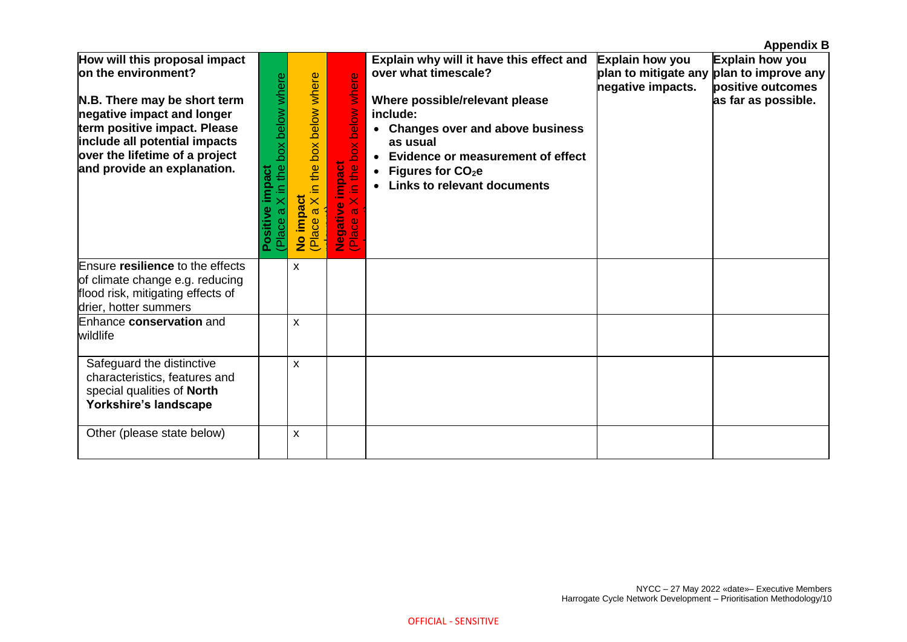**Appendix B**

| How will this proposal impact on the environment?<br><br>N.B. There may be short term negative impact and longer term positive impact. Please include all potential impacts over the lifetime of a project and provide an explanation. | **Positive impact** (Place a X in the box below where relevant) | **No impact** (Place a X in the box below where relevant) | **Negative impact** (Place a X in the box below where relevant) | Explain why will it have this effect and over what timescale?<br><br>Where possible/relevant please include:<br>• Changes over and above business as usual<br>• Evidence or measurement of effect<br>• Figures for $CO_2e$<br>• Links to relevant documents | Explain how you plan to mitigate any negative impacts. | Explain how you plan to improve any positive outcomes as far as possible. |
|---|---|---|---|---|---|---|
| Ensure **resilience** to the effects of climate change e.g. reducing flood risk, mitigating effects of drier, hotter summers | | x | | | | |
| Enhance **conservation** and wildlife | | x | | | | |
| Safeguard the distinctive characteristics, features and special qualities of **North Yorkshire's landscape** | | x | | | | |
| Other (please state below) | | x | | | | |

NYCC – 27 May 2022 «date»– Executive Members
Harrogate Cycle Network Development – Prioritisation Methodology/10

OFFICIAL - SENSITIVE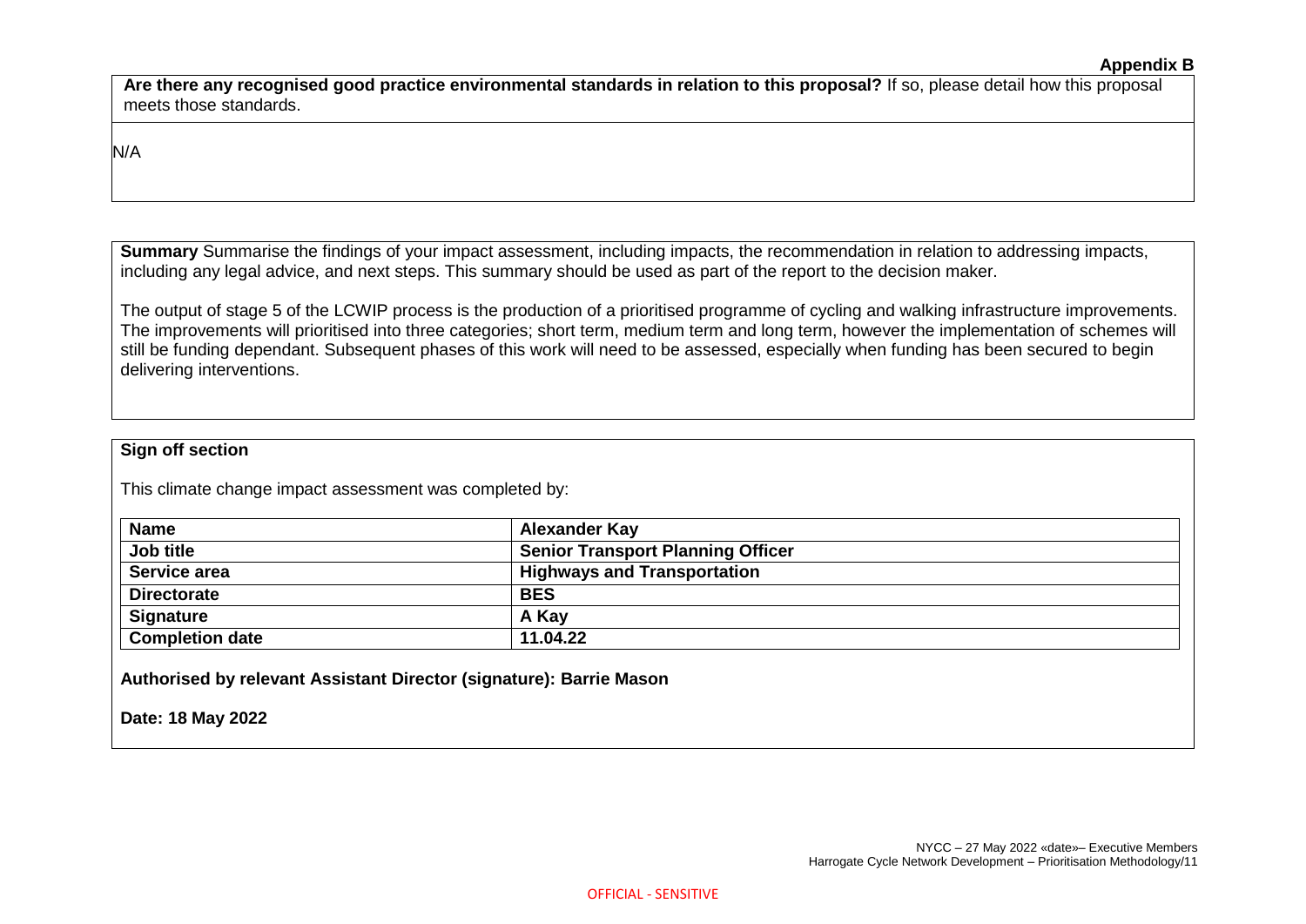**Appendix B**

**Are there any recognised good practice environmental standards in relation to this proposal?** If so, please detail how this proposal meets those standards.

N/A

**Summary** Summarise the findings of your impact assessment, including impacts, the recommendation in relation to addressing impacts, including any legal advice, and next steps. This summary should be used as part of the report to the decision maker.

The output of stage 5 of the LCWIP process is the production of a prioritised programme of cycling and walking infrastructure improvements. The improvements will prioritised into three categories; short term, medium term and long term, however the implementation of schemes will still be funding dependant. Subsequent phases of this work will need to be assessed, especially when funding has been secured to begin delivering interventions.

**Sign off section**

This climate change impact assessment was completed by:

| | |
|---|---|
| **Name** | **Alexander Kay** |
| **Job title** | **Senior Transport Planning Officer** |
| **Service area** | **Highways and Transportation** |
| **Directorate** | **BES** |
| **Signature** | **A Kay** |
| **Completion date** | **11.04.22** |

**Authorised by relevant Assistant Director (signature): Barrie Mason**

**Date: 18 May 2022**

OFFICIAL - SENSITIVE